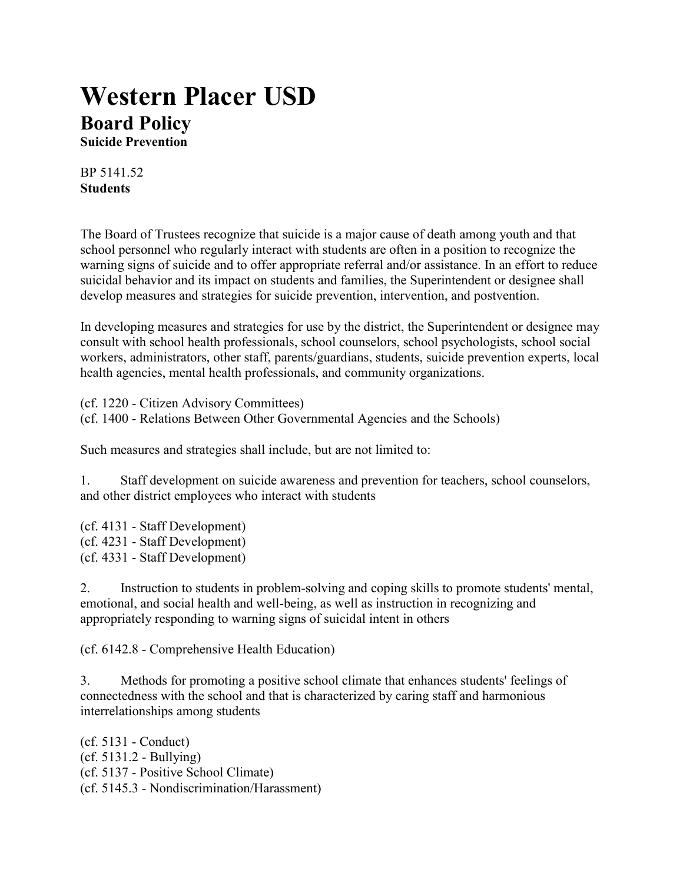# Western Placer USD

## Board Policy

**Suicide Prevention**

BP 5141.52
**Students**

The Board of Trustees recognize that suicide is a major cause of death among youth and that school personnel who regularly interact with students are often in a position to recognize the warning signs of suicide and to offer appropriate referral and/or assistance. In an effort to reduce suicidal behavior and its impact on students and families, the Superintendent or designee shall develop measures and strategies for suicide prevention, intervention, and postvention.

In developing measures and strategies for use by the district, the Superintendent or designee may consult with school health professionals, school counselors, school psychologists, school social workers, administrators, other staff, parents/guardians, students, suicide prevention experts, local health agencies, mental health professionals, and community organizations.

(cf. 1220 - Citizen Advisory Committees)
(cf. 1400 - Relations Between Other Governmental Agencies and the Schools)

Such measures and strategies shall include, but are not limited to:

1. Staff development on suicide awareness and prevention for teachers, school counselors, and other district employees who interact with students

(cf. 4131 - Staff Development)
(cf. 4231 - Staff Development)
(cf. 4331 - Staff Development)

2. Instruction to students in problem-solving and coping skills to promote students' mental, emotional, and social health and well-being, as well as instruction in recognizing and appropriately responding to warning signs of suicidal intent in others

(cf. 6142.8 - Comprehensive Health Education)

3. Methods for promoting a positive school climate that enhances students' feelings of connectedness with the school and that is characterized by caring staff and harmonious interrelationships among students

(cf. 5131 - Conduct)
(cf. 5131.2 - Bullying)
(cf. 5137 - Positive School Climate)
(cf. 5145.3 - Nondiscrimination/Harassment)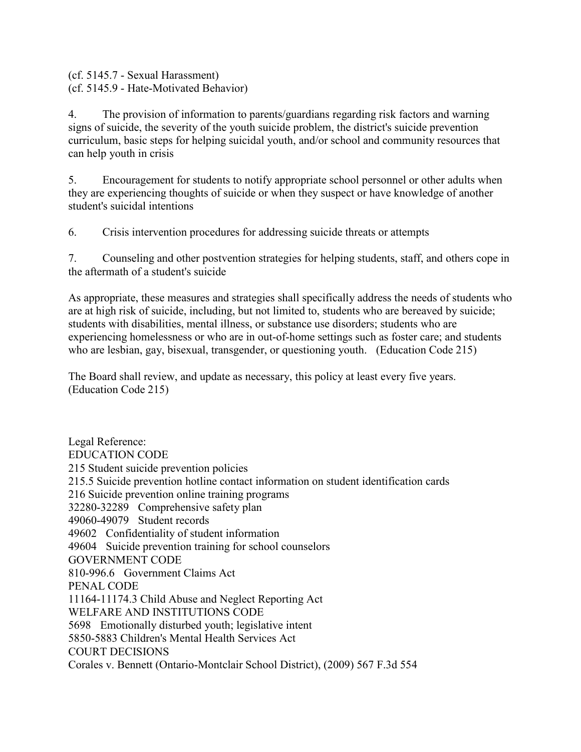(cf. 5145.7 - Sexual Harassment)
(cf. 5145.9 - Hate-Motivated Behavior)

4. The provision of information to parents/guardians regarding risk factors and warning signs of suicide, the severity of the youth suicide problem, the district's suicide prevention curriculum, basic steps for helping suicidal youth, and/or school and community resources that can help youth in crisis

5. Encouragement for students to notify appropriate school personnel or other adults when they are experiencing thoughts of suicide or when they suspect or have knowledge of another student's suicidal intentions

6. Crisis intervention procedures for addressing suicide threats or attempts

7. Counseling and other postvention strategies for helping students, staff, and others cope in the aftermath of a student's suicide

As appropriate, these measures and strategies shall specifically address the needs of students who are at high risk of suicide, including, but not limited to, students who are bereaved by suicide; students with disabilities, mental illness, or substance use disorders; students who are experiencing homelessness or who are in out-of-home settings such as foster care; and students who are lesbian, gay, bisexual, transgender, or questioning youth. (Education Code 215)

The Board shall review, and update as necessary, this policy at least every five years. (Education Code 215)

Legal Reference:
EDUCATION CODE
215 Student suicide prevention policies
215.5 Suicide prevention hotline contact information on student identification cards
216 Suicide prevention online training programs
32280-32289 Comprehensive safety plan
49060-49079 Student records
49602 Confidentiality of student information
49604 Suicide prevention training for school counselors
GOVERNMENT CODE
810-996.6 Government Claims Act
PENAL CODE
11164-11174.3 Child Abuse and Neglect Reporting Act
WELFARE AND INSTITUTIONS CODE
5698 Emotionally disturbed youth; legislative intent
5850-5883 Children's Mental Health Services Act
COURT DECISIONS
Corales v. Bennett (Ontario-Montclair School District), (2009) 567 F.3d 554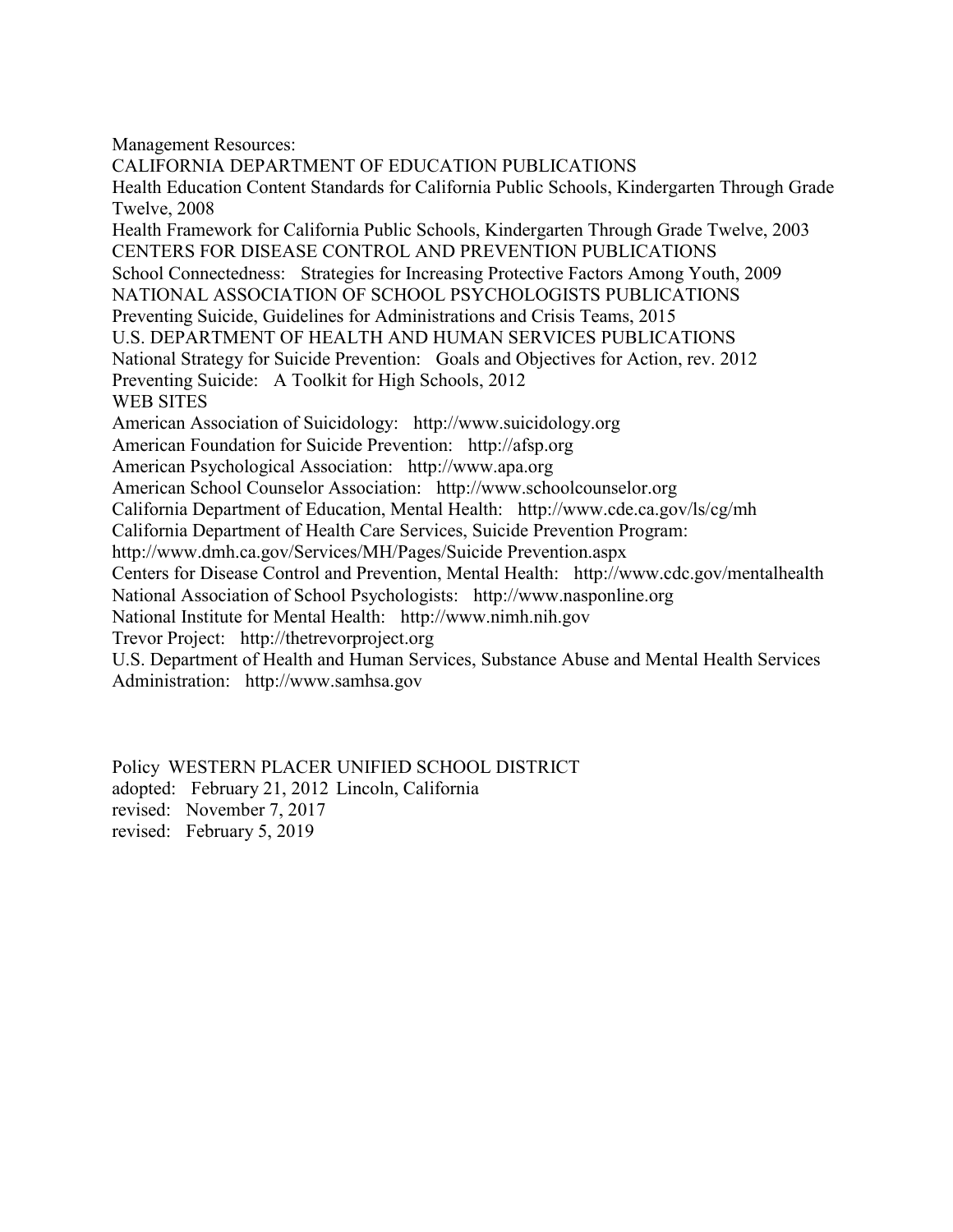Management Resources:

CALIFORNIA DEPARTMENT OF EDUCATION PUBLICATIONS

Health Education Content Standards for California Public Schools, Kindergarten Through Grade Twelve, 2008

Health Framework for California Public Schools, Kindergarten Through Grade Twelve, 2003

CENTERS FOR DISEASE CONTROL AND PREVENTION PUBLICATIONS

School Connectedness: Strategies for Increasing Protective Factors Among Youth, 2009

NATIONAL ASSOCIATION OF SCHOOL PSYCHOLOGISTS PUBLICATIONS

Preventing Suicide, Guidelines for Administrations and Crisis Teams, 2015

U.S. DEPARTMENT OF HEALTH AND HUMAN SERVICES PUBLICATIONS

National Strategy for Suicide Prevention: Goals and Objectives for Action, rev. 2012

Preventing Suicide: A Toolkit for High Schools, 2012

WEB SITES

American Association of Suicidology: http://www.suicidology.org

American Foundation for Suicide Prevention: http://afsp.org

American Psychological Association: http://www.apa.org

American School Counselor Association: http://www.schoolcounselor.org

California Department of Education, Mental Health: http://www.cde.ca.gov/ls/cg/mh

California Department of Health Care Services, Suicide Prevention Program: http://www.dmh.ca.gov/Services/MH/Pages/Suicide Prevention.aspx

Centers for Disease Control and Prevention, Mental Health: http://www.cdc.gov/mentalhealth

National Association of School Psychologists: http://www.nasponline.org

National Institute for Mental Health: http://www.nimh.nih.gov

Trevor Project: http://thetrevorproject.org

U.S. Department of Health and Human Services, Substance Abuse and Mental Health Services Administration: http://www.samhsa.gov

Policy WESTERN PLACER UNIFIED SCHOOL DISTRICT

adopted: February 21, 2012 Lincoln, California

revised: November 7, 2017

revised: February 5, 2019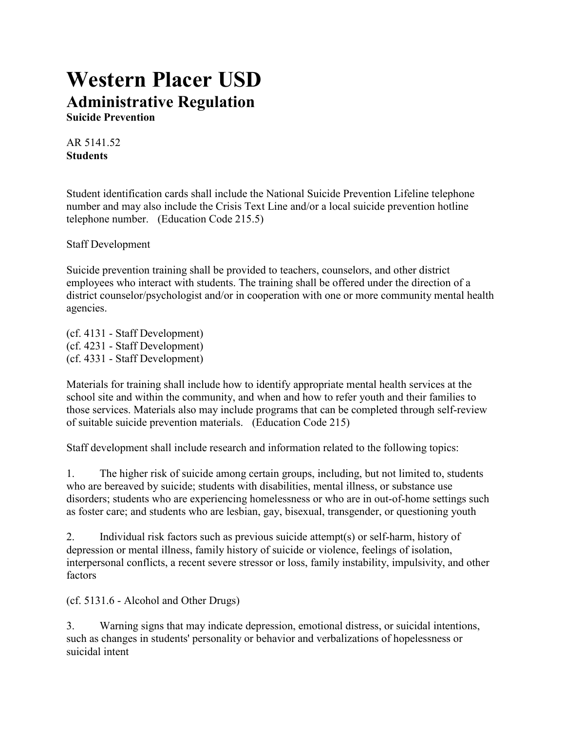# Western Placer USD

## Administrative Regulation

**Suicide Prevention**

AR 5141.52
**Students**

Student identification cards shall include the National Suicide Prevention Lifeline telephone number and may also include the Crisis Text Line and/or a local suicide prevention hotline telephone number. (Education Code 215.5)

Staff Development

Suicide prevention training shall be provided to teachers, counselors, and other district employees who interact with students. The training shall be offered under the direction of a district counselor/psychologist and/or in cooperation with one or more community mental health agencies.

(cf. 4131 - Staff Development)
(cf. 4231 - Staff Development)
(cf. 4331 - Staff Development)

Materials for training shall include how to identify appropriate mental health services at the school site and within the community, and when and how to refer youth and their families to those services. Materials also may include programs that can be completed through self-review of suitable suicide prevention materials. (Education Code 215)

Staff development shall include research and information related to the following topics:

1. The higher risk of suicide among certain groups, including, but not limited to, students who are bereaved by suicide; students with disabilities, mental illness, or substance use disorders; students who are experiencing homelessness or who are in out-of-home settings such as foster care; and students who are lesbian, gay, bisexual, transgender, or questioning youth

2. Individual risk factors such as previous suicide attempt(s) or self-harm, history of depression or mental illness, family history of suicide or violence, feelings of isolation, interpersonal conflicts, a recent severe stressor or loss, family instability, impulsivity, and other factors

(cf. 5131.6 - Alcohol and Other Drugs)

3. Warning signs that may indicate depression, emotional distress, or suicidal intentions, such as changes in students' personality or behavior and verbalizations of hopelessness or suicidal intent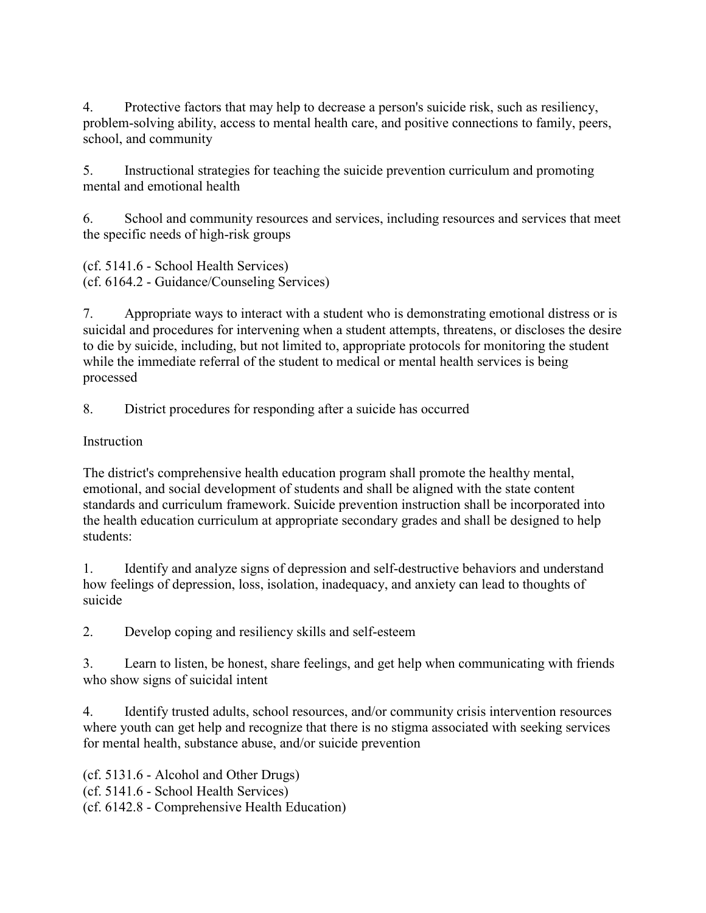4. Protective factors that may help to decrease a person's suicide risk, such as resiliency, problem-solving ability, access to mental health care, and positive connections to family, peers, school, and community

5. Instructional strategies for teaching the suicide prevention curriculum and promoting mental and emotional health

6. School and community resources and services, including resources and services that meet the specific needs of high-risk groups

(cf. 5141.6 - School Health Services)
(cf. 6164.2 - Guidance/Counseling Services)

7. Appropriate ways to interact with a student who is demonstrating emotional distress or is suicidal and procedures for intervening when a student attempts, threatens, or discloses the desire to die by suicide, including, but not limited to, appropriate protocols for monitoring the student while the immediate referral of the student to medical or mental health services is being processed

8. District procedures for responding after a suicide has occurred

Instruction

The district's comprehensive health education program shall promote the healthy mental, emotional, and social development of students and shall be aligned with the state content standards and curriculum framework. Suicide prevention instruction shall be incorporated into the health education curriculum at appropriate secondary grades and shall be designed to help students:

1. Identify and analyze signs of depression and self-destructive behaviors and understand how feelings of depression, loss, isolation, inadequacy, and anxiety can lead to thoughts of suicide

2. Develop coping and resiliency skills and self-esteem

3. Learn to listen, be honest, share feelings, and get help when communicating with friends who show signs of suicidal intent

4. Identify trusted adults, school resources, and/or community crisis intervention resources where youth can get help and recognize that there is no stigma associated with seeking services for mental health, substance abuse, and/or suicide prevention

(cf. 5131.6 - Alcohol and Other Drugs)
(cf. 5141.6 - School Health Services)
(cf. 6142.8 - Comprehensive Health Education)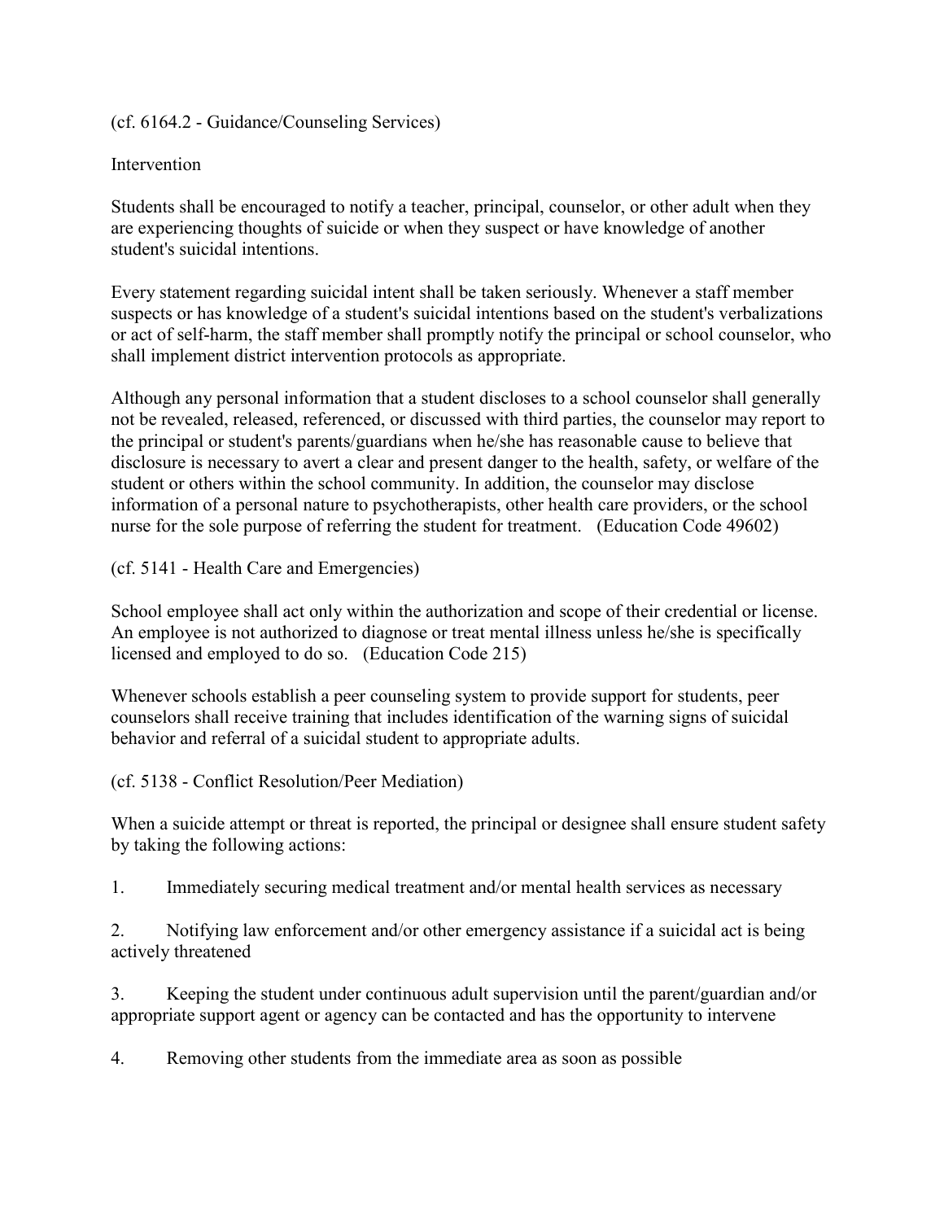(cf. 6164.2 - Guidance/Counseling Services)

## Intervention

Students shall be encouraged to notify a teacher, principal, counselor, or other adult when they are experiencing thoughts of suicide or when they suspect or have knowledge of another student's suicidal intentions.

Every statement regarding suicidal intent shall be taken seriously. Whenever a staff member suspects or has knowledge of a student's suicidal intentions based on the student's verbalizations or act of self-harm, the staff member shall promptly notify the principal or school counselor, who shall implement district intervention protocols as appropriate.

Although any personal information that a student discloses to a school counselor shall generally not be revealed, released, referenced, or discussed with third parties, the counselor may report to the principal or student's parents/guardians when he/she has reasonable cause to believe that disclosure is necessary to avert a clear and present danger to the health, safety, or welfare of the student or others within the school community. In addition, the counselor may disclose information of a personal nature to psychotherapists, other health care providers, or the school nurse for the sole purpose of referring the student for treatment. (Education Code 49602)

(cf. 5141 - Health Care and Emergencies)

School employee shall act only within the authorization and scope of their credential or license. An employee is not authorized to diagnose or treat mental illness unless he/she is specifically licensed and employed to do so. (Education Code 215)

Whenever schools establish a peer counseling system to provide support for students, peer counselors shall receive training that includes identification of the warning signs of suicidal behavior and referral of a suicidal student to appropriate adults.

(cf. 5138 - Conflict Resolution/Peer Mediation)

When a suicide attempt or threat is reported, the principal or designee shall ensure student safety by taking the following actions:

1. Immediately securing medical treatment and/or mental health services as necessary
2. Notifying law enforcement and/or other emergency assistance if a suicidal act is being actively threatened
3. Keeping the student under continuous adult supervision until the parent/guardian and/or appropriate support agent or agency can be contacted and has the opportunity to intervene
4. Removing other students from the immediate area as soon as possible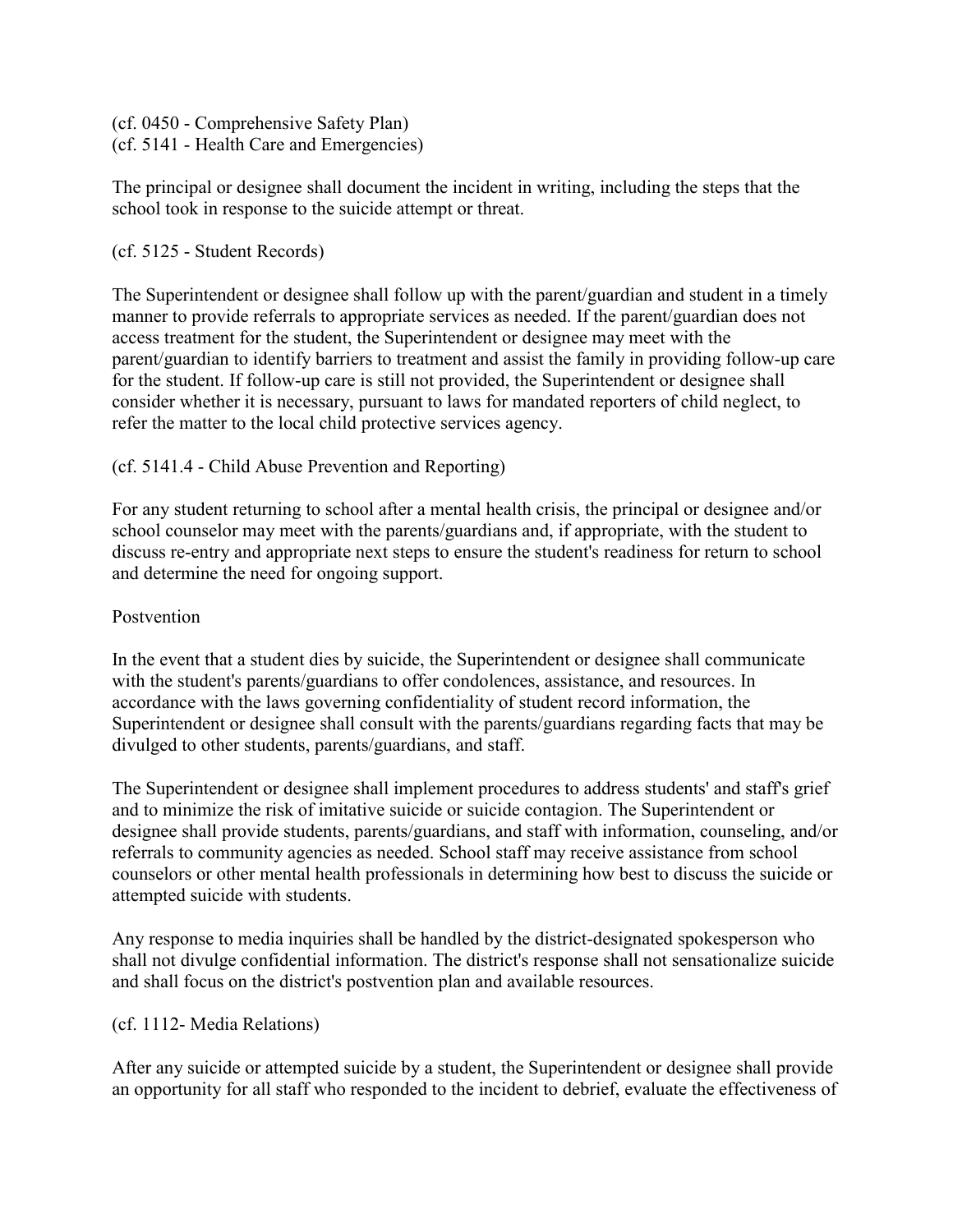(cf. 0450 - Comprehensive Safety Plan)
(cf. 5141 - Health Care and Emergencies)

The principal or designee shall document the incident in writing, including the steps that the school took in response to the suicide attempt or threat.

(cf. 5125 - Student Records)

The Superintendent or designee shall follow up with the parent/guardian and student in a timely manner to provide referrals to appropriate services as needed. If the parent/guardian does not access treatment for the student, the Superintendent or designee may meet with the parent/guardian to identify barriers to treatment and assist the family in providing follow-up care for the student. If follow-up care is still not provided, the Superintendent or designee shall consider whether it is necessary, pursuant to laws for mandated reporters of child neglect, to refer the matter to the local child protective services agency.

(cf. 5141.4 - Child Abuse Prevention and Reporting)

For any student returning to school after a mental health crisis, the principal or designee and/or school counselor may meet with the parents/guardians and, if appropriate, with the student to discuss re-entry and appropriate next steps to ensure the student's readiness for return to school and determine the need for ongoing support.

Postvention

In the event that a student dies by suicide, the Superintendent or designee shall communicate with the student's parents/guardians to offer condolences, assistance, and resources. In accordance with the laws governing confidentiality of student record information, the Superintendent or designee shall consult with the parents/guardians regarding facts that may be divulged to other students, parents/guardians, and staff.

The Superintendent or designee shall implement procedures to address students' and staff's grief and to minimize the risk of imitative suicide or suicide contagion. The Superintendent or designee shall provide students, parents/guardians, and staff with information, counseling, and/or referrals to community agencies as needed. School staff may receive assistance from school counselors or other mental health professionals in determining how best to discuss the suicide or attempted suicide with students.

Any response to media inquiries shall be handled by the district-designated spokesperson who shall not divulge confidential information. The district's response shall not sensationalize suicide and shall focus on the district's postvention plan and available resources.

(cf. 1112- Media Relations)

After any suicide or attempted suicide by a student, the Superintendent or designee shall provide an opportunity for all staff who responded to the incident to debrief, evaluate the effectiveness of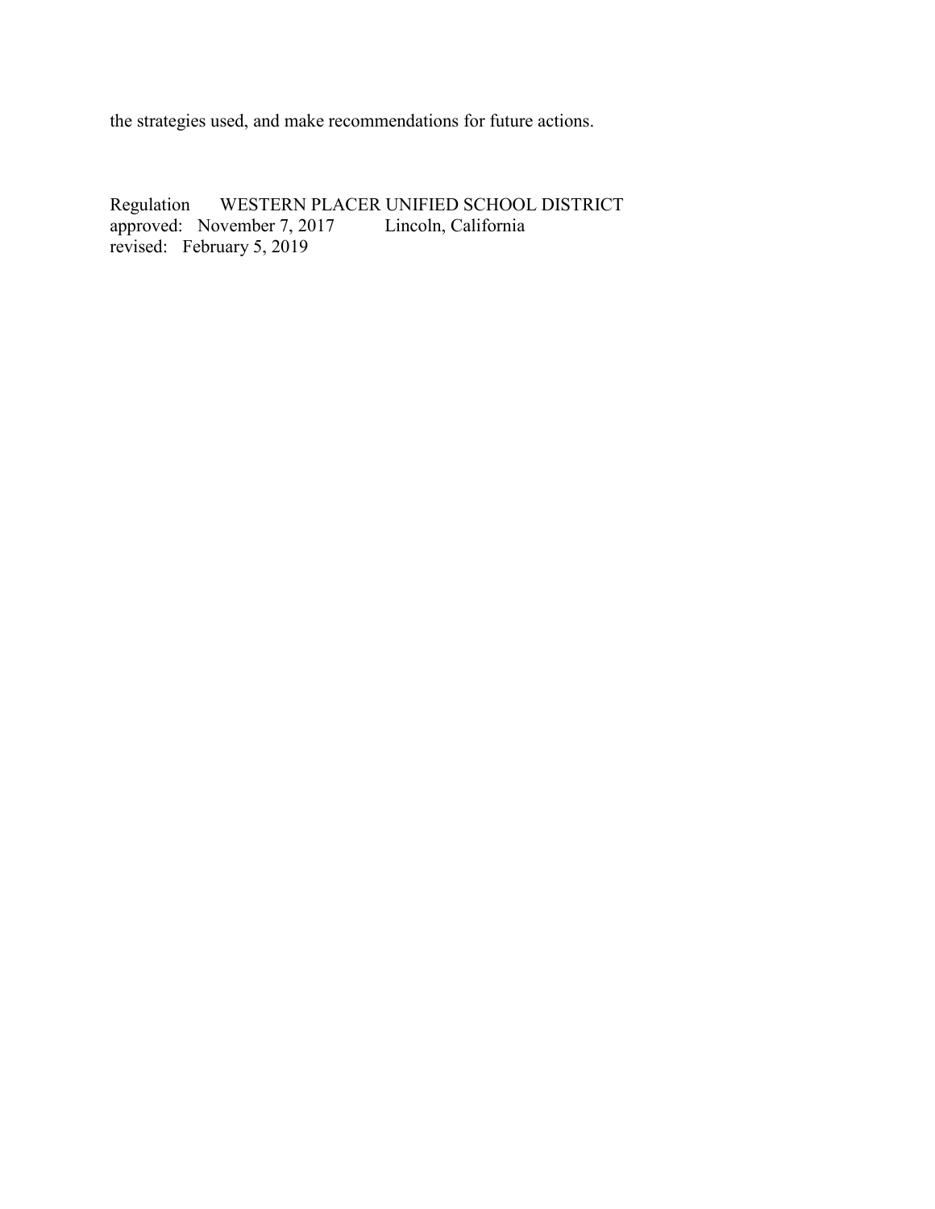the strategies used, and make recommendations for future actions.

Regulation WESTERN PLACER UNIFIED SCHOOL DISTRICT
approved: November 7, 2017 Lincoln, California
revised: February 5, 2019